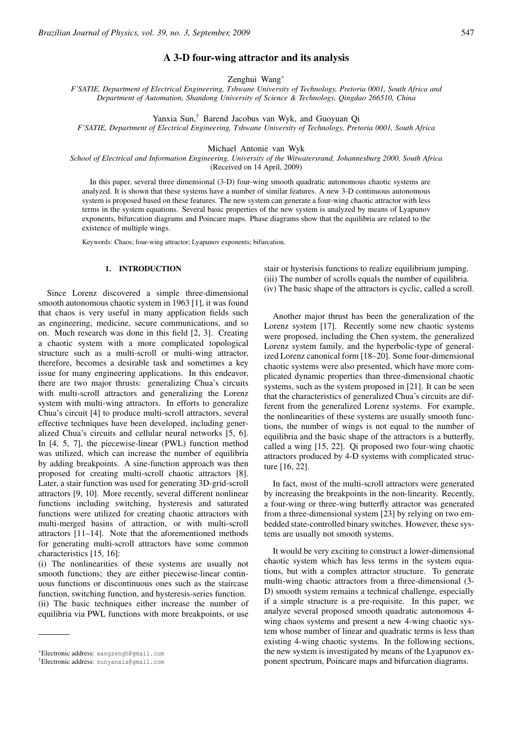# A 3-D four-wing attractor and its analysis

Zenghui Wang*

*F'SATIE, Department of Electrical Engineering, Tshwane University of Technology, Pretoria 0001, South Africa and Department of Automation, Shandong University of Science & Technology, Qingdao 266510, China*

Yanxia Sun,† Barend Jacobus van Wyk, and Guoyuan Qi

*F'SATIE, Department of Electrical Engineering, Tshwane University of Technology, Pretoria 0001, South Africa*

Michael Antonie van Wyk

*School of Electrical and Information Engineering, University of the Witwatersrand, Johannesburg 2000, South Africa*

(Received on 14 April, 2009)

In this paper, several three dimensional (3-D) four-wing smooth quadratic autonomous chaotic systems are analyzed. It is shown that these systems have a number of similar features. A new 3-D continuous autonomous system is proposed based on these features. The new system can generate a four-wing chaotic attractor with less terms in the system equations. Several basic properties of the new system is analyzed by means of Lyapunov exponents, bifurcation diagrams and Poincare maps. Phase diagrams show that the equilibria are related to the existence of multiple wings.

Keywords: Chaos; four-wing attractor; Lyapunov exponents; bifurcation.

## 1. INTRODUCTION

Since Lorenz discovered a simple three-dimensional smooth autonomous chaotic system in 1963 [1], it was found that chaos is very useful in many application fields such as engineering, medicine, secure communications, and so on. Much research was done in this field [2, 3]. Creating a chaotic system with a more complicated topological structure such as a multi-scroll or multi-wing attractor, therefore, becomes a desirable task and sometimes a key issue for many engineering applications. In this endeavor, there are two major thrusts: generalizing Chua's circuits with multi-scroll attractors and generalizing the Lorenz system with multi-wing attractors. In efforts to generalize Chua's circuit [4] to produce multi-scroll attractors, several effective techniques have been developed, including generalized Chua's circuits and cellular neural networks [5, 6]. In [4, 5, 7], the piecewise-linear (PWL) function method was utilized, which can increase the number of equilibria by adding breakpoints. A sine-function approach was then proposed for creating multi-scroll chaotic attractors [8]. Later, a stair function was used for generating 3D-grid-scroll attractors [9, 10]. More recently, several different nonlinear functions including switching, hysteresis and saturated functions were utilized for creating chaotic attractors with multi-merged basins of attraction, or with multi-scroll attractors [11–14]. Note that the aforementioned methods for generating multi-scroll attractors have some common characteristics [15, 16]:

(i) The nonlinearities of these systems are usually not smooth functions; they are either piecewise-linear continuous functions or discontinuous ones such as the staircase function, switching function, and hysteresis-series function.
(ii) The basic techniques either increase the number of equilibria via PWL functions with more breakpoints, or use stair or hysterisis functions to realize equilibrium jumping.
(iii) The number of scrolls equals the number of equilibria.
(iv) The basic shape of the attractors is cyclic, called a scroll.

Another major thrust has been the generalization of the Lorenz system [17]. Recently some new chaotic systems were proposed, including the Chen system, the generalized Lorenz system family, and the hyperbolic-type of generalized Lorenz canonical form [18–20]. Some four-dimensional chaotic systems were also presented, which have more complicated dynamic properties than three-dimensional chaotic systems, such as the system proposed in [21]. It can be seen that the characteristics of generalized Chua's circuits are different from the generalized Lorenz systems. For example, the nonlinearities of these systems are usually smooth functions, the number of wings is not equal to the number of equilibria and the basic shape of the attractors is a butterfly, called a wing [15, 22]. Qi proposed two four-wing chaotic attractors produced by 4-D systems with complicated structure [16, 22].

In fact, most of the multi-scroll attractors were generated by increasing the breakpoints in the non-linearity. Recently, a four-wing or three-wing butterfly attractor was generated from a three-dimensional system [23] by relying on two embedded state-controlled binary switches. However, these systems are usually not smooth systems.

It would be very exciting to construct a lower-dimensional chaotic system which has less terms in the system equations, but with a complex attractor structure. To generate multi-wing chaotic attractors from a three-dimensional (3-D) smooth system remains a technical challenge, especially if a simple structure is a pre-requisite. In this paper, we analyze several proposed smooth quadratic autonomous 4-wing chaos systems and present a new 4-wing chaotic system whose number of linear and quadratic terms is less than existing 4-wing chaotic systems. In the following sections, the new system is investigated by means of the Lyapunov exponent spectrum, Poincare maps and bifurcation diagrams.

*Electronic address: wangzengh@gmail.com
†Electronic address: sunyanxia@gmail.com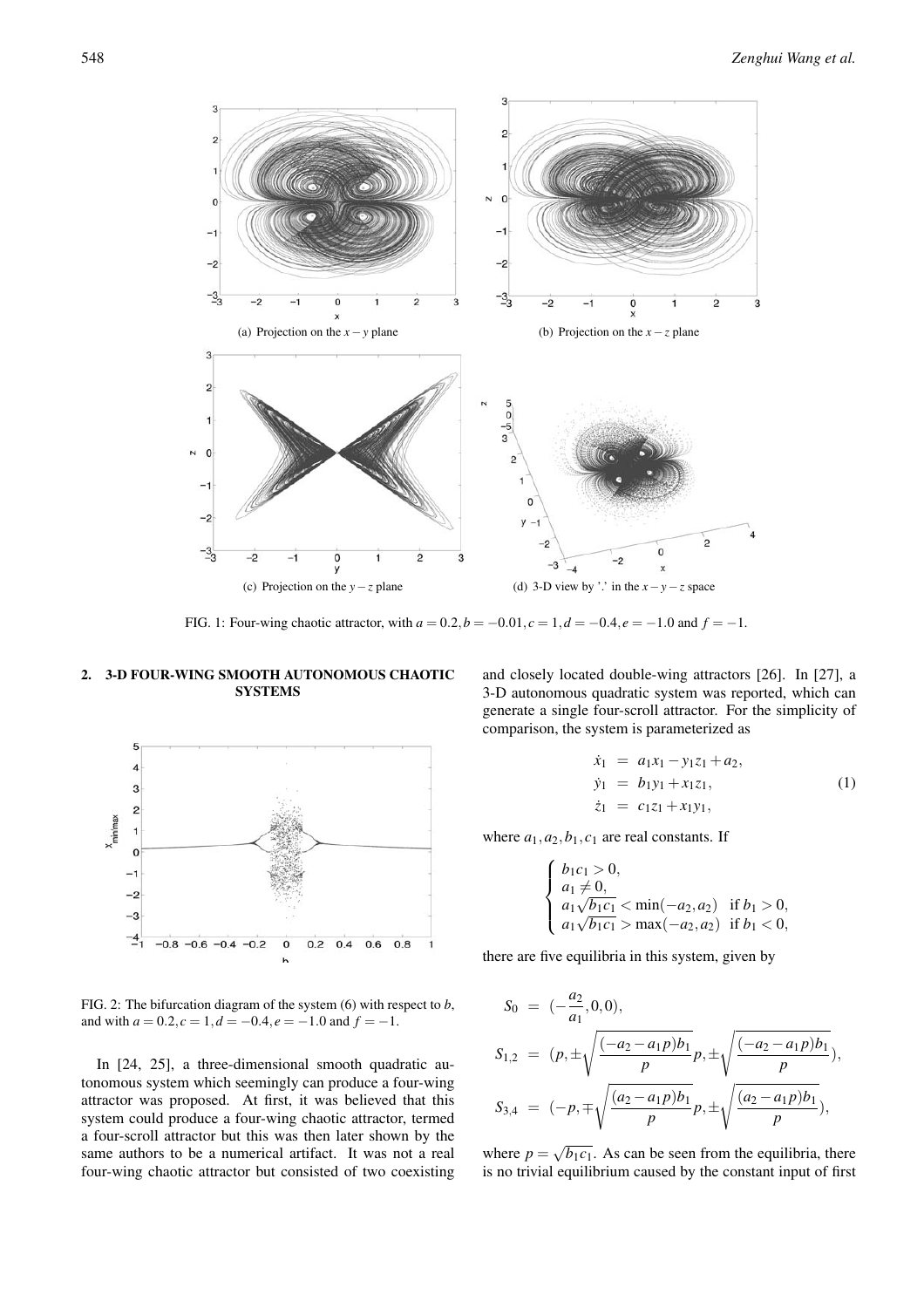(a) Projection on the $x-y$ plane

(b) Projection on the $x-z$ plane

(c) Projection on the $y-z$ plane

(d) 3-D view by '.' in the $x-y-z$ space

FIG. 1: Four-wing chaotic attractor, with $a = 0.2, b = -0.01, c = 1, d = -0.4, e = -1.0$ and $f = -1$.

## 2. 3-D FOUR-WING SMOOTH AUTONOMOUS CHAOTIC SYSTEMS

FIG. 2: The bifurcation diagram of the system (6) with respect to $b$, and with $a = 0.2, c = 1, d = -0.4, e = -1.0$ and $f = -1$.

In [24, 25], a three-dimensional smooth quadratic autonomous system which seemingly can produce a four-wing attractor was proposed. At first, it was believed that this system could produce a four-wing chaotic attractor, termed a four-scroll attractor but this was then later shown by the same authors to be a numerical artifact. It was not a real four-wing chaotic attractor but consisted of two coexisting and closely located double-wing attractors [26]. In [27], a 3-D autonomous quadratic system was reported, which can generate a single four-scroll attractor. For the simplicity of comparison, the system is parameterized as

$$
\begin{aligned}
\dot{x}_1 &= a_1 x_1 - y_1 z_1 + a_2, \\
\dot{y}_1 &= b_1 y_1 + x_1 z_1, \\
\dot{z}_1 &= c_1 z_1 + x_1 y_1,
\end{aligned}
\tag{1}
$$

where $a_1, a_2, b_1, c_1$ are real constants. If

$$
\begin{cases}
b_1 c_1 > 0, \\
a_1 \neq 0, \\
a_1\sqrt{b_1 c_1} < \min(-a_2, a_2) & \text{if } b_1 > 0, \\
a_1\sqrt{b_1 c_1} > \max(-a_2, a_2) & \text{if } b_1 < 0,
\end{cases}
$$

there are five equilibria in this system, given by

$$
\begin{aligned}
S_0 &= \left(-\frac{a_2}{a_1}, 0, 0\right), \\
S_{1,2} &= \left(p, \pm\sqrt{\frac{(-a_2 - a_1 p)b_1}{p}}p, \pm\sqrt{\frac{(-a_2 - a_1 p)b_1}{p}}\right), \\
S_{3,4} &= \left(-p, \mp\sqrt{\frac{(a_2 - a_1 p)b_1}{p}}p, \pm\sqrt{\frac{(a_2 - a_1 p)b_1}{p}}\right),
\end{aligned}
$$

where $p = \sqrt{b_1 c_1}$. As can be seen from the equilibria, there is no trivial equilibrium caused by the constant input of first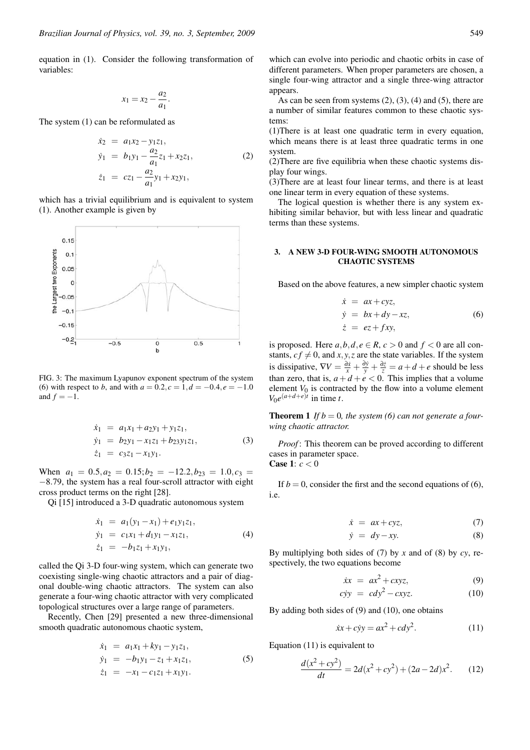equation in (1). Consider the following transformation of variables:

$$x_1 = x_2 - \frac{a_2}{a_1}.$$

The system (1) can be reformulated as

$$\begin{aligned}
\dot{x}_2 &= a_1 x_2 - y_1 z_1, \\
\dot{y}_1 &= b_1 y_1 - \frac{a_2}{a_1} z_1 + x_2 z_1, \\
\dot{z}_1 &= c z_1 - \frac{a_2}{a_1} y_1 + x_2 y_1,
\end{aligned} \tag{2}$$

which has a trivial equilibrium and is equivalent to system (1). Another example is given by

FIG. 3: The maximum Lyapunov exponent spectrum of the system (6) with respect to $b$, and with $a = 0.2, c = 1, d = -0.4, e = -1.0$ and $f = -1$.

$$\begin{aligned}
\dot{x}_1 &= a_1 x_1 + a_2 y_1 + y_1 z_1, \\
\dot{y}_1 &= b_2 y_1 - x_1 z_1 + b_{23} y_1 z_1, \\
\dot{z}_1 &= c_3 z_1 - x_1 y_1.
\end{aligned} \tag{3}$$

When $a_1 = 0.5, a_2 = 0.15; b_2 = -12.2, b_{23} = 1.0, c_3 = -8.79$, the system has a real four-scroll attractor with eight cross product terms on the right [28].

Qi [15] introduced a 3-D quadratic autonomous system

$$\begin{aligned}
\dot{x}_1 &= a_1(y_1 - x_1) + e_1 y_1 z_1, \\
\dot{y}_1 &= c_1 x_1 + d_1 y_1 - x_1 z_1, \\
\dot{z}_1 &= -b_1 z_1 + x_1 y_1,
\end{aligned} \tag{4}$$

called the Qi 3-D four-wing system, which can generate two coexisting single-wing chaotic attractors and a pair of diagonal double-wing chaotic attractors. The system can also generate a four-wing chaotic attractor with very complicated topological structures over a large range of parameters.

Recently, Chen [29] presented a new three-dimensional smooth quadratic autonomous chaotic system,

$$\begin{aligned}
\dot{x}_1 &= a_1 x_1 + k y_1 - y_1 z_1, \\
\dot{y}_1 &= -b_1 y_1 - z_1 + x_1 z_1, \\
\dot{z}_1 &= -x_1 - c_1 z_1 + x_1 y_1.
\end{aligned} \tag{5}$$

which can evolve into periodic and chaotic orbits in case of different parameters. When proper parameters are chosen, a single four-wing attractor and a single three-wing attractor appears.

As can be seen from systems (2), (3), (4) and (5), there are a number of similar features common to these chaotic systems:

(1)There is at least one quadratic term in every equation, which means there is at least three quadratic terms in one system.

(2)There are five equilibria when these chaotic systems display four wings.

(3)There are at least four linear terms, and there is at least one linear term in every equation of these systems.

The logical question is whether there is any system exhibiting similar behavior, but with less linear and quadratic terms than these systems.

## 3. A NEW 3-D FOUR-WING SMOOTH AUTONOMOUS CHAOTIC SYSTEMS

Based on the above features, a new simpler chaotic system

$$\begin{aligned}
\dot{x} &= ax + cyz, \\
\dot{y} &= bx + dy - xz, \\
\dot{z} &= ez + fxy,
\end{aligned} \tag{6}$$

is proposed. Here $a, b, d, e \in R$, $c > 0$ and $f < 0$ are all constants, $cf \neq 0$, and $x, y, z$ are the state variables. If the system is dissipative, $\nabla V = \frac{\partial \dot{x}}{x} + \frac{\partial \dot{y}}{y} + \frac{\partial \dot{z}}{z} = a + d + e$ should be less than zero, that is, $a + d + e < 0$. This implies that a volume element $V_0$ is contracted by the flow into a volume element $V_0 e^{(a+d+e)t}$ in time $t$.

**Theorem 1** *If $b = 0$, the system (6) can not generate a four-wing chaotic attractor.*

*Proof*: This theorem can be proved according to different cases in parameter space.

**Case 1**: $c < 0$

If $b = 0$, consider the first and the second equations of (6), i.e.

$$\dot{x} = ax + cyz, \tag{7}$$

$$\dot{y} = dy - xy. \tag{8}$$

By multiplying both sides of (7) by $x$ and of (8) by $cy$, respectively, the two equations become

$$\dot{x}x = ax^2 + cxyz, \tag{9}$$

$$c\dot{y}y = cdy^2 - cxyz. \tag{10}$$

By adding both sides of (9) and (10), one obtains

$$\dot{x}x + c\dot{y}y = ax^2 + cdy^2. \tag{11}$$

Equation (11) is equivalent to

$$\frac{d(x^2 + cy^2)}{dt} = 2d(x^2 + cy^2) + (2a - 2d)x^2. \tag{12}$$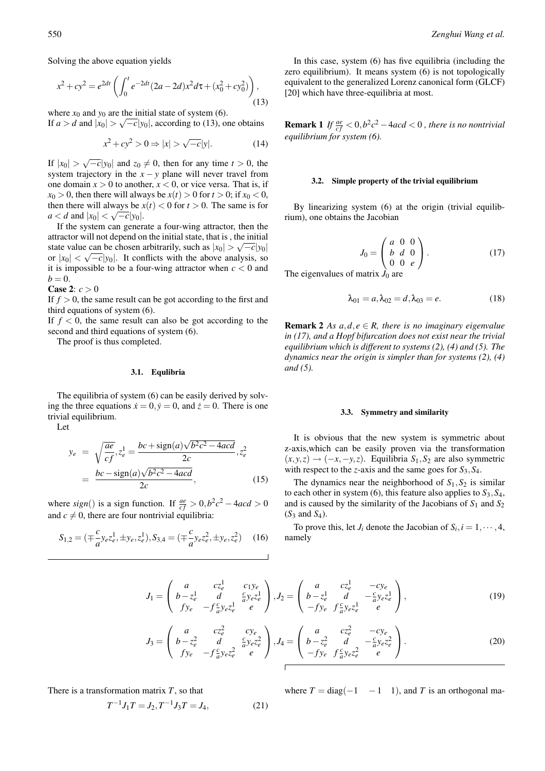Solving the above equation yields

$$x^2 + cy^2 = e^{2dt}\left(\int_0^t e^{-2d\tau}(2a-2d)x^2 d\tau + (x_0^2 + cy_0^2)\right), \tag{13}$$

where $x_0$ and $y_0$ are the initial state of system (6).
If $a > d$ and $|x_0| > \sqrt{-c}|y_0|$, according to (13), one obtains

$$x^2 + cy^2 > 0 \Rightarrow |x| > \sqrt{-c}|y|. \tag{14}$$

If $|x_0| > \sqrt{-c}|y_0|$ and $z_0 \neq 0$, then for any time $t > 0$, the system trajectory in the $x-y$ plane will never travel from one domain $x > 0$ to another, $x < 0$, or vice versa. That is, if $x_0 > 0$, then there will always be $x(t) > 0$ for $t > 0$; if $x_0 < 0$, then there will always be $x(t) < 0$ for $t > 0$. The same is for $a < d$ and $|x_0| < \sqrt{-c}|y_0|$.

If the system can generate a four-wing attractor, then the attractor will not depend on the initial state, that is , the initial state value can be chosen arbitrarily, such as $|x_0| > \sqrt{-c}|y_0|$ or $|x_0| < \sqrt{-c}|y_0|$. It conflicts with the above analysis, so it is impossible to be a four-wing attractor when $c < 0$ and $b = 0$.

**Case 2**: $c > 0$
If $f > 0$, the same result can be got according to the first and third equations of system (6).
If $f < 0$, the same result can also be got according to the second and third equations of system (6).
The proof is thus completed.

### 3.1. Equlibria

The equilibria of system (6) can be easily derived by solving the three equations $\dot{x} = 0, \dot{y} = 0$, and $\dot{z} = 0$. There is one trivial equilibrium.
Let

$$\begin{aligned} y_e &= \sqrt{\frac{ae}{cf}}, z_e^1 = \frac{bc + \text{sign}(a)\sqrt{b^2c^2 - 4acd}}{2c}, z_e^2 \\ &= \frac{bc - \text{sign}(a)\sqrt{b^2c^2 - 4acd}}{2c}, \end{aligned} \tag{15}$$

where $sign()$ is a sign function. If $\frac{ae}{cf} > 0, b^2c^2 - 4acd > 0$ and $c \neq 0$, there are four nontrivial equilibria:

$$S_{1,2} = (\mp\frac{c}{a}y_e z_e^1, \pm y_e, z_e^1), S_{3,4} = (\mp\frac{c}{a}y_e z_e^2, \pm y_e, z_e^2) \tag{16}$$

In this case, system (6) has five equilibria (including the zero equilibrium). It means system (6) is not topologically equivalent to the generalized Lorenz canonical form (GLCF) [20] which have three-equilibria at most.

**Remark 1** *If $\frac{ae}{cf} < 0, b^2c^2 - 4acd < 0$ , there is no nontrivial equilibrium for system (6).*

### 3.2. Simple property of the trivial equilibrium

By linearizing system (6) at the origin (trivial equilibrium), one obtains the Jacobian

$$J_0 = \begin{pmatrix} a & 0 & 0 \\ b & d & 0 \\ 0 & 0 & e \end{pmatrix}. \tag{17}$$

The eigenvalues of matrix $J_0$ are

$$\lambda_{01} = a, \lambda_{02} = d, \lambda_{03} = e. \tag{18}$$

**Remark 2** *As $a, d, e \in R$, there is no imaginary eigenvalue in (17), and a Hopf bifurcation does not exist near the trivial equilibrium which is different to systems (2), (4) and (5). The dynamics near the origin is simpler than for systems (2), (4) and (5).*

### 3.3. Symmetry and similarity

It is obvious that the new system is symmetric about z-axis,which can be easily proven via the transformation $(x, y, z) \to (-x, -y, z)$. Equilibria $S_1, S_2$ are also symmetric with respect to the $z$-axis and the same goes for $S_3, S_4$.

The dynamics near the neighborhood of $S_1, S_2$ is similar to each other in system (6), this feature also applies to $S_3, S_4$, and is caused by the similarity of the Jacobians of $S_1$ and $S_2$ ($S_3$ and $S_4$).

To prove this, let $J_i$ denote the Jacobian of $S_i, i = 1, \cdots, 4$, namely

$$J_1 = \begin{pmatrix} a & cz_e^1 & c_1 y_e \\ b - z_e^1 & d & \frac{c}{a}y_e z_e^1 \\ fy_e & -f\frac{c}{a}y_e z_e^1 & e \end{pmatrix}, J_2 = \begin{pmatrix} a & cz_e^1 & -cy_e \\ b - z_e^1 & d & -\frac{c}{a}y_e z_e^1 \\ -fy_e & f\frac{c}{a}y_e z_e^1 & e \end{pmatrix}, \tag{19}$$

$$J_3 = \begin{pmatrix} a & cz_e^2 & cy_e \\ b - z_e^2 & d & \frac{c}{a}y_e z_e^2 \\ fy_e & -f\frac{c}{a}y_e z_e^2 & e \end{pmatrix}, J_4 = \begin{pmatrix} a & cz_e^2 & -cy_e \\ b - z_e^2 & d & -\frac{c}{a}y_e z_e^2 \\ -fy_e & f\frac{c}{a}y_e z_e^2 & e \end{pmatrix}. \tag{20}$$

There is a transformation matrix $T$, so that

$$T^{-1}J_1 T = J_2, T^{-1}J_3 T = J_4, \tag{21}$$

where $T = \text{diag}(-1 \quad -1 \quad 1)$, and $T$ is an orthogonal ma-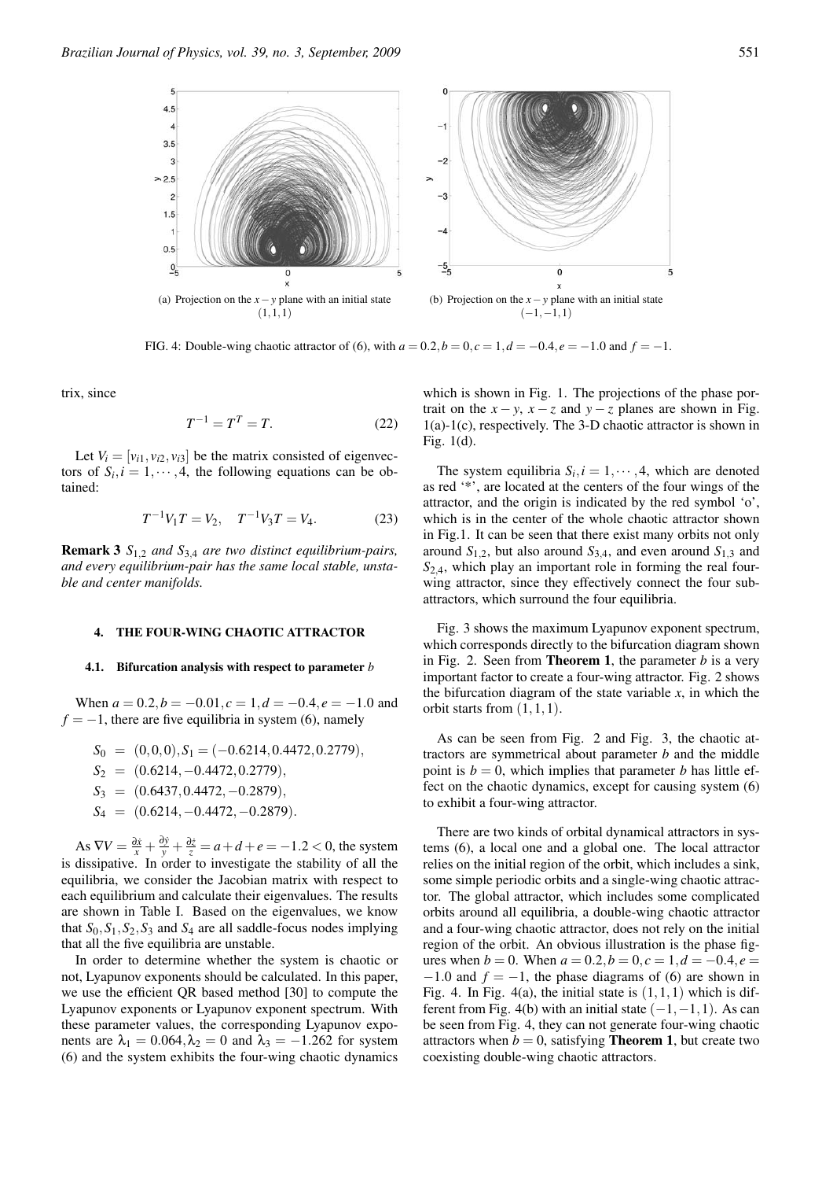(a) Projection on the $x-y$ plane with an initial state $(1,1,1)$

(b) Projection on the $x-y$ plane with an initial state $(-1,-1,1)$

FIG. 4: Double-wing chaotic attractor of (6), with $a = 0.2, b = 0, c = 1, d = -0.4, e = -1.0$ and $f = -1$.

trix, since

$$T^{-1} = T^T = T. \tag{22}$$

Let $V_i = [v_{i1}, v_{i2}, v_{i3}]$ be the matrix consisted of eigenvectors of $S_i, i = 1, \cdots, 4$, the following equations can be obtained:

$$T^{-1}V_1T = V_2, \quad T^{-1}V_3T = V_4. \tag{23}$$

**Remark 3** *$S_{1,2}$ and $S_{3,4}$ are two distinct equilibrium-pairs, and every equilibrium-pair has the same local stable, unstable and center manifolds.*

## 4. THE FOUR-WING CHAOTIC ATTRACTOR

### 4.1. Bifurcation analysis with respect to parameter $b$

When $a = 0.2, b = -0.01, c = 1, d = -0.4, e = -1.0$ and $f = -1$, there are five equilibria in system (6), namely

$$\begin{aligned}
S_0 &= (0,0,0), S_1 = (-0.6214, 0.4472, 0.2779), \\
S_2 &= (0.6214, -0.4472, 0.2779), \\
S_3 &= (0.6437, 0.4472, -0.2879), \\
S_4 &= (0.6214, -0.4472, -0.2879).
\end{aligned}$$

As $\nabla V = \frac{\partial \dot{x}}{x} + \frac{\partial \dot{y}}{y} + \frac{\partial \dot{z}}{z} = a + d + e = -1.2 < 0$, the system is dissipative. In order to investigate the stability of all the equilibria, we consider the Jacobian matrix with respect to each equilibrium and calculate their eigenvalues. The results are shown in Table I. Based on the eigenvalues, we know that $S_0, S_1, S_2, S_3$ and $S_4$ are all saddle-focus nodes implying that all the five equilibria are unstable.

In order to determine whether the system is chaotic or not, Lyapunov exponents should be calculated. In this paper, we use the efficient QR based method [30] to compute the Lyapunov exponents or Lyapunov exponent spectrum. With these parameter values, the corresponding Lyapunov exponents are $\lambda_1 = 0.064, \lambda_2 = 0$ and $\lambda_3 = -1.262$ for system (6) and the system exhibits the four-wing chaotic dynamics which is shown in Fig. 1. The projections of the phase portrait on the $x-y$, $x-z$ and $y-z$ planes are shown in Fig. 1(a)-1(c), respectively. The 3-D chaotic attractor is shown in Fig. 1(d).

The system equilibria $S_i, i = 1, \cdots, 4$, which are denoted as red '*', are located at the centers of the four wings of the attractor, and the origin is indicated by the red symbol 'o', which is in the center of the whole chaotic attractor shown in Fig.1. It can be seen that there exist many orbits not only around $S_{1,2}$, but also around $S_{3,4}$, and even around $S_{1,3}$ and $S_{2,4}$, which play an important role in forming the real four-wing attractor, since they effectively connect the four sub-attractors, which surround the four equilibria.

Fig. 3 shows the maximum Lyapunov exponent spectrum, which corresponds directly to the bifurcation diagram shown in Fig. 2. Seen from **Theorem 1**, the parameter $b$ is a very important factor to create a four-wing attractor. Fig. 2 shows the bifurcation diagram of the state variable $x$, in which the orbit starts from $(1,1,1)$.

As can be seen from Fig. 2 and Fig. 3, the chaotic attractors are symmetrical about parameter $b$ and the middle point is $b = 0$, which implies that parameter $b$ has little effect on the chaotic dynamics, except for causing system (6) to exhibit a four-wing attractor.

There are two kinds of orbital dynamical attractors in systems (6), a local one and a global one. The local attractor relies on the initial region of the orbit, which includes a sink, some simple periodic orbits and a single-wing chaotic attractor. The global attractor, which includes some complicated orbits around all equilibria, a double-wing chaotic attractor and a four-wing chaotic attractor, does not rely on the initial region of the orbit. An obvious illustration is the phase figures when $b = 0$. When $a = 0.2, b = 0, c = 1, d = -0.4, e = -1.0$ and $f = -1$, the phase diagrams of (6) are shown in Fig. 4. In Fig. 4(a), the initial state is $(1,1,1)$ which is different from Fig. 4(b) with an initial state $(-1,-1,1)$. As can be seen from Fig. 4, they can not generate four-wing chaotic attractors when $b = 0$, satisfying **Theorem 1**, but create two coexisting double-wing chaotic attractors.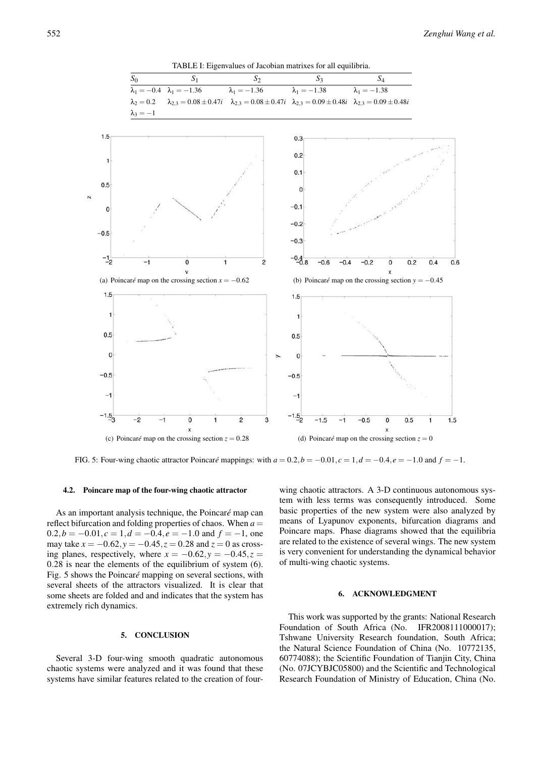TABLE I: Eigenvalues of Jacobian matrixes for all equilibria.

| $S_0$ | $S_1$ | $S_2$ | $S_3$ | $S_4$ |
|---|---|---|---|---|
| $\lambda_1 = -0.4$ | $\lambda_1 = -1.36$ | $\lambda_1 = -1.36$ | $\lambda_1 = -1.38$ | $\lambda_1 = -1.38$ |
| $\lambda_2 = 0.2$ | $\lambda_{2,3} = 0.08 \pm 0.47i$ | $\lambda_{2,3} = 0.08 \pm 0.47i$ | $\lambda_{2,3} = 0.09 \pm 0.48i$ | $\lambda_{2,3} = 0.09 \pm 0.48i$ |
| $\lambda_3 = -1$ | | | | |

(a) Poincaré map on the crossing section $x = -0.62$

(b) Poincaré map on the crossing section $y = -0.45$

(c) Poincaré map on the crossing section $z = 0.28$

(d) Poincaré map on the crossing section $z = 0$

FIG. 5: Four-wing chaotic attractor Poincaré mappings: with $a = 0.2, b = -0.01, c = 1, d = -0.4, e = -1.0$ and $f = -1$.

#### 4.2. Poincare map of the four-wing chaotic attractor

As an important analysis technique, the Poincaré map can reflect bifurcation and folding properties of chaos. When $a = 0.2, b = -0.01, c = 1, d = -0.4, e = -1.0$ and $f = -1$, one may take $x = -0.62, y = -0.45, z = 0.28$ and $z = 0$ as crossing planes, respectively, where $x = -0.62, y = -0.45, z = 0.28$ is near the elements of the equilibrium of system (6). Fig. 5 shows the Poincaré mapping on several sections, with several sheets of the attractors visualized. It is clear that some sheets are folded and and indicates that the system has extremely rich dynamics.

## 5. CONCLUSION

Several 3-D four-wing smooth quadratic autonomous chaotic systems were analyzed and it was found that these systems have similar features related to the creation of four-wing chaotic attractors. A 3-D continuous autonomous system with less terms was consequently introduced. Some basic properties of the new system were also analyzed by means of Lyapunov exponents, bifurcation diagrams and Poincare maps. Phase diagrams showed that the equilibria are related to the existence of several wings. The new system is very convenient for understanding the dynamical behavior of multi-wing chaotic systems.

## 6. ACKNOWLEDGMENT

This work was supported by the grants: National Research Foundation of South Africa (No. IFR2008111000017); Tshwane University Research foundation, South Africa; the Natural Science Foundation of China (No. 10772135, 60774088); the Scientific Foundation of Tianjin City, China (No. 07JCYBJC05800) and the Scientific and Technological Research Foundation of Ministry of Education, China (No.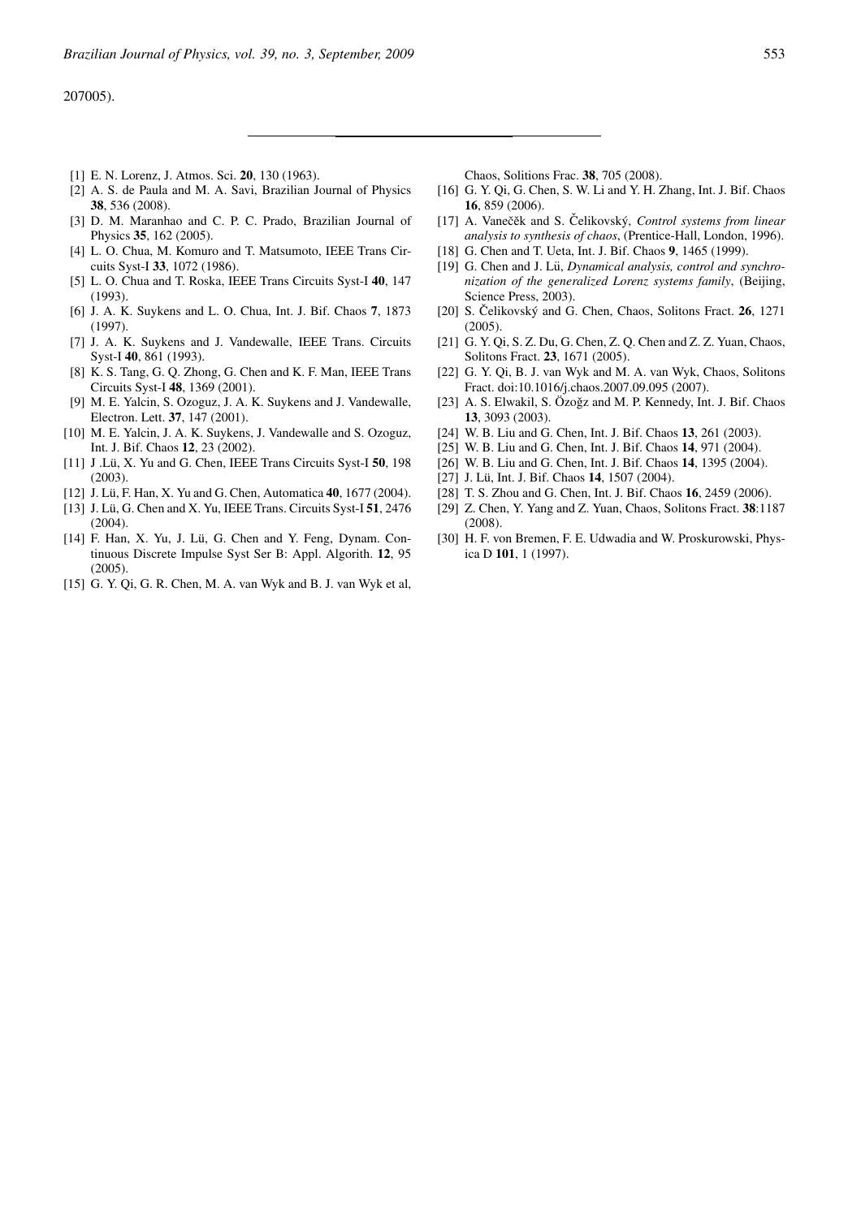207005).

---

[1] E. N. Lorenz, J. Atmos. Sci. **20**, 130 (1963).

[2] A. S. de Paula and M. A. Savi, Brazilian Journal of Physics **38**, 536 (2008).

[3] D. M. Maranhao and C. P. C. Prado, Brazilian Journal of Physics **35**, 162 (2005).

[4] L. O. Chua, M. Komuro and T. Matsumoto, IEEE Trans Circuits Syst-I **33**, 1072 (1986).

[5] L. O. Chua and T. Roska, IEEE Trans Circuits Syst-I **40**, 147 (1993).

[6] J. A. K. Suykens and L. O. Chua, Int. J. Bif. Chaos **7**, 1873 (1997).

[7] J. A. K. Suykens and J. Vandewalle, IEEE Trans. Circuits Syst-I **40**, 861 (1993).

[8] K. S. Tang, G. Q. Zhong, G. Chen and K. F. Man, IEEE Trans Circuits Syst-I **48**, 1369 (2001).

[9] M. E. Yalcin, S. Ozoguz, J. A. K. Suykens and J. Vandewalle, Electron. Lett. **37**, 147 (2001).

[10] M. E. Yalcin, J. A. K. Suykens, J. Vandewalle and S. Ozoguz, Int. J. Bif. Chaos **12**, 23 (2002).

[11] J .Lü, X. Yu and G. Chen, IEEE Trans Circuits Syst-I **50**, 198 (2003).

[12] J. Lü, F. Han, X. Yu and G. Chen, Automatica **40**, 1677 (2004).

[13] J. Lü, G. Chen and X. Yu, IEEE Trans. Circuits Syst-I **51**, 2476 (2004).

[14] F. Han, X. Yu, J. Lü, G. Chen and Y. Feng, Dynam. Continuous Discrete Impulse Syst Ser B: Appl. Algorith. **12**, 95 (2005).

[15] G. Y. Qi, G. R. Chen, M. A. van Wyk and B. J. van Wyk et al, Chaos, Solitions Frac. **38**, 705 (2008).

[16] G. Y. Qi, G. Chen, S. W. Li and Y. H. Zhang, Int. J. Bif. Chaos **16**, 859 (2006).

[17] A. Vaneček and S. Čelikovský, *Control systems from linear analysis to synthesis of chaos*, (Prentice-Hall, London, 1996).

[18] G. Chen and T. Ueta, Int. J. Bif. Chaos **9**, 1465 (1999).

[19] G. Chen and J. Lü, *Dynamical analysis, control and synchronization of the generalized Lorenz systems family*, (Beijing, Science Press, 2003).

[20] S. Čelikovský and G. Chen, Chaos, Solitons Fract. **26**, 1271 (2005).

[21] G. Y. Qi, S. Z. Du, G. Chen, Z. Q. Chen and Z. Z. Yuan, Chaos, Solitons Fract. **23**, 1671 (2005).

[22] G. Y. Qi, B. J. van Wyk and M. A. van Wyk, Chaos, Solitons Fract. doi:10.1016/j.chaos.2007.09.095 (2007).

[23] A. S. Elwakil, S. Özoğz and M. P. Kennedy, Int. J. Bif. Chaos **13**, 3093 (2003).

[24] W. B. Liu and G. Chen, Int. J. Bif. Chaos **13**, 261 (2003).

[25] W. B. Liu and G. Chen, Int. J. Bif. Chaos **14**, 971 (2004).

[26] W. B. Liu and G. Chen, Int. J. Bif. Chaos **14**, 1395 (2004).

[27] J. Lü, Int. J. Bif. Chaos **14**, 1507 (2004).

[28] T. S. Zhou and G. Chen, Int. J. Bif. Chaos **16**, 2459 (2006).

[29] Z. Chen, Y. Yang and Z. Yuan, Chaos, Solitons Fract. **38**:1187 (2008).

[30] H. F. von Bremen, F. E. Udwadia and W. Proskurowski, Physica D **101**, 1 (1997).